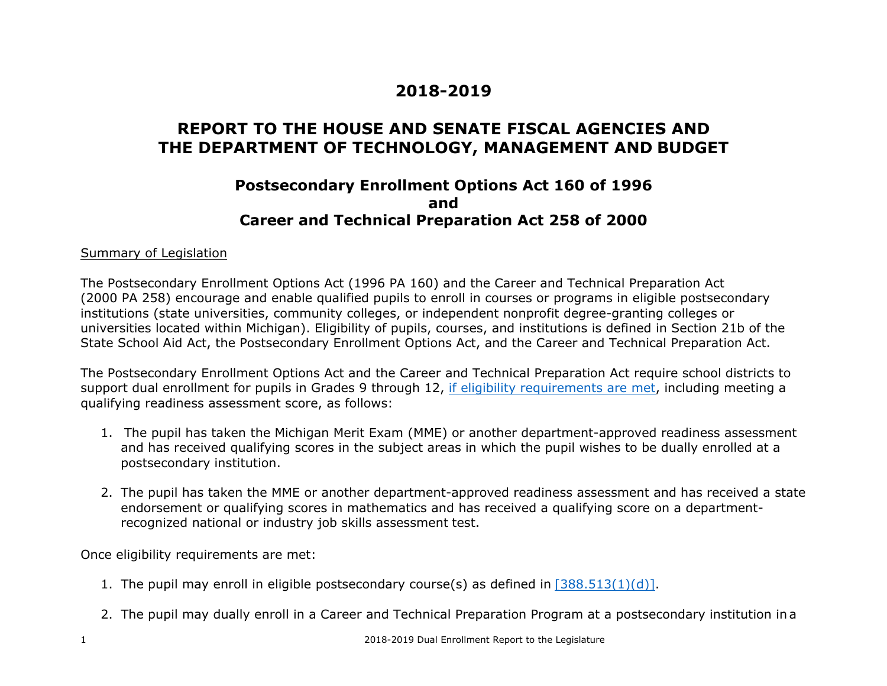# 2018-2019

# REPORT TO THE HOUSE AND SENATE FISCAL AGENCIES AND THE DEPARTMENT OF TECHNOLOGY, MANAGEMENT AND BUDGET

## Postsecondary Enrollment Options Act 160 of 1996 and Career and Technical Preparation Act 258 of 2000

Summary of Legislation

The Postsecondary Enrollment Options Act (1996 PA 160) and the Career and Technical Preparation Act (2000 PA 258) encourage and enable qualified pupils to enroll in courses or programs in eligible postsecondary institutions (state universities, community colleges, or independent nonprofit degree-granting colleges or universities located within Michigan). Eligibility of pupils, courses, and institutions is defined in Section 21b of the State School Aid Act, the Postsecondary Enrollment Options Act, and the Career and Technical Preparation Act.

The Postsecondary Enrollment Options Act and the Career and Technical Preparation Act require school districts to support dual enrollment for pupils in Grades 9 through 12, if eligibility requirements are met, including meeting a qualifying readiness assessment score, as follows:

1. The pupil has taken the Michigan Merit Exam (MME) or another department-approved readiness assessment and has received qualifying scores in the subject areas in which the pupil wishes to be dually enrolled at a postsecondary institution.

2. The pupil has taken the MME or another department-approved readiness assessment and has received a state endorsement or qualifying scores in mathematics and has received a qualifying score on a department-recognized national or industry job skills assessment test.

Once eligibility requirements are met:

1. The pupil may enroll in eligible postsecondary course(s) as defined in [388.513(1)(d)].

2. The pupil may dually enroll in a Career and Technical Preparation Program at a postsecondary institution in a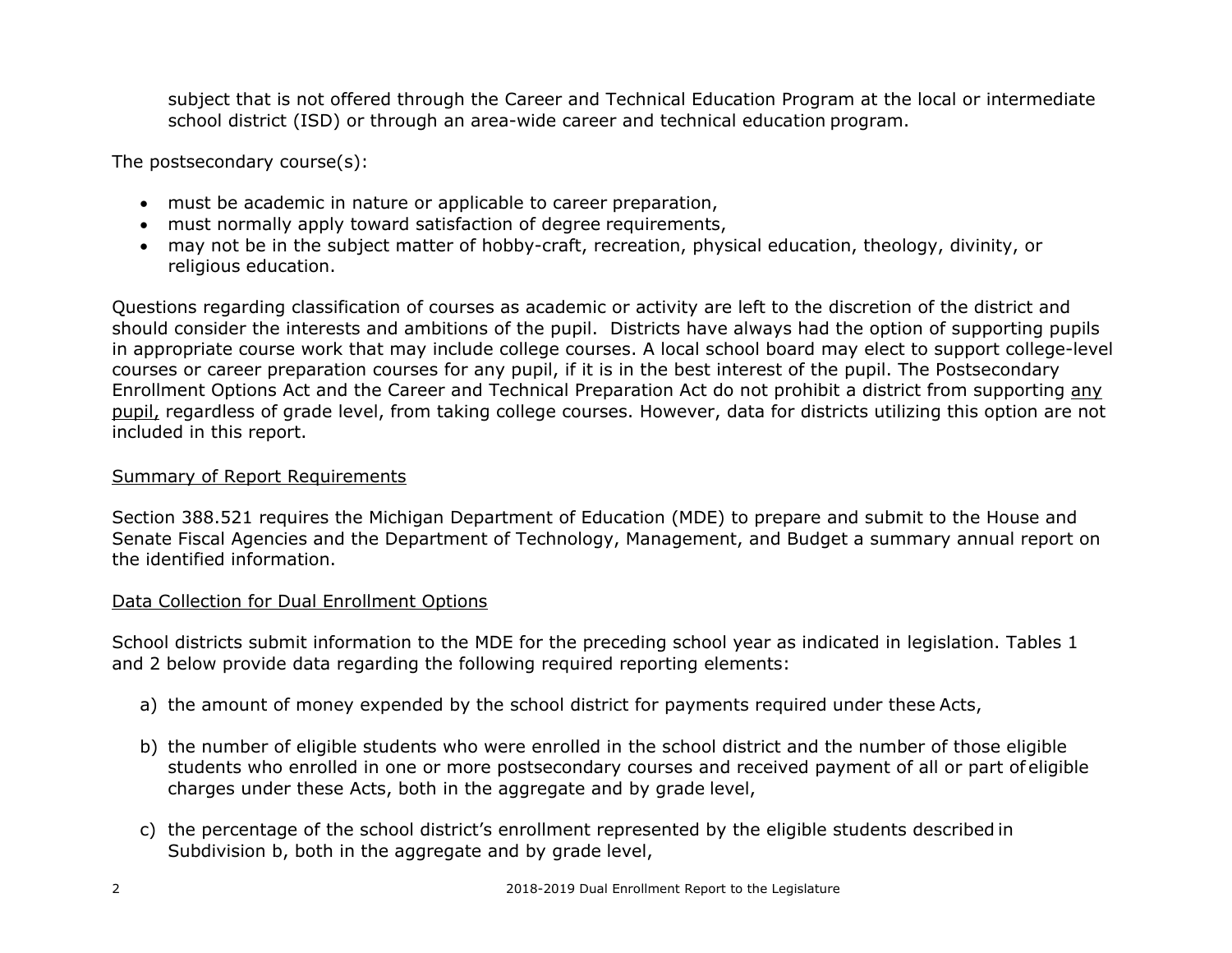subject that is not offered through the Career and Technical Education Program at the local or intermediate school district (ISD) or through an area-wide career and technical education program.

The postsecondary course(s):

- must be academic in nature or applicable to career preparation,
- must normally apply toward satisfaction of degree requirements,
- may not be in the subject matter of hobby-craft, recreation, physical education, theology, divinity, or religious education.

Questions regarding classification of courses as academic or activity are left to the discretion of the district and should consider the interests and ambitions of the pupil. Districts have always had the option of supporting pupils in appropriate course work that may include college courses. A local school board may elect to support college-level courses or career preparation courses for any pupil, if it is in the best interest of the pupil. The Postsecondary Enrollment Options Act and the Career and Technical Preparation Act do not prohibit a district from supporting <u>any pupil,</u> regardless of grade level, from taking college courses. However, data for districts utilizing this option are not included in this report.

<u>Summary of Report Requirements</u>

Section 388.521 requires the Michigan Department of Education (MDE) to prepare and submit to the House and Senate Fiscal Agencies and the Department of Technology, Management, and Budget a summary annual report on the identified information.

<u>Data Collection for Dual Enrollment Options</u>

School districts submit information to the MDE for the preceding school year as indicated in legislation. Tables 1 and 2 below provide data regarding the following required reporting elements:

a) the amount of money expended by the school district for payments required under these Acts,

b) the number of eligible students who were enrolled in the school district and the number of those eligible students who enrolled in one or more postsecondary courses and received payment of all or part of eligible charges under these Acts, both in the aggregate and by grade level,

c) the percentage of the school district's enrollment represented by the eligible students described in Subdivision b, both in the aggregate and by grade level,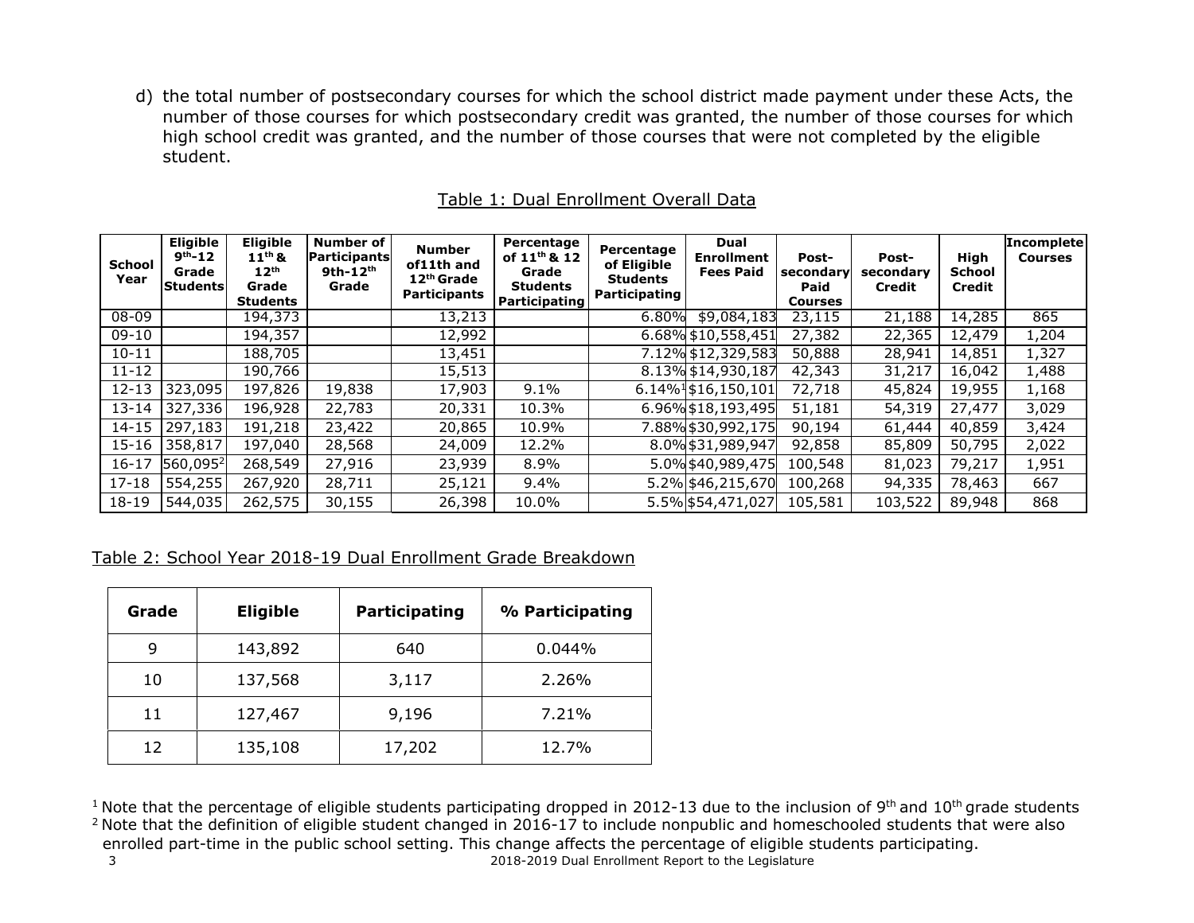d) the total number of postsecondary courses for which the school district made payment under these Acts, the number of those courses for which postsecondary credit was granted, the number of those courses for which high school credit was granted, and the number of those courses that were not completed by the eligible student.

Table 1: Dual Enrollment Overall Data

| School Year | Eligible 9th-12 Grade Students | Eligible 11th & 12th Grade Students | Number of Participants 9th-12th Grade | Number of 11th and 12th Grade Participants | Percentage of 11th & 12 Grade Students Participating | Percentage of Eligible Students Participating | Dual Enrollment Fees Paid | Post-secondary Paid Courses | Post-secondary Credit | High School Credit | Incomplete Courses |
|---|---|---|---|---|---|---|---|---|---|---|---|
| 08-09 | | 194,373 | | 13,213 | | 6.80% | $9,084,183 | 23,115 | 21,188 | 14,285 | 865 |
| 09-10 | | 194,357 | | 12,992 | | 6.68% | $10,558,451 | 27,382 | 22,365 | 12,479 | 1,204 |
| 10-11 | | 188,705 | | 13,451 | | 7.12% | $12,329,583 | 50,888 | 28,941 | 14,851 | 1,327 |
| 11-12 | | 190,766 | | 15,513 | | 8.13% | $14,930,187 | 42,343 | 31,217 | 16,042 | 1,488 |
| 12-13 | 323,095 | 197,826 | 19,838 | 17,903 | 9.1% | 6.14%[1] | $16,150,101 | 72,718 | 45,824 | 19,955 | 1,168 |
| 13-14 | 327,336 | 196,928 | 22,783 | 20,331 | 10.3% | 6.96% | $18,193,495 | 51,181 | 54,319 | 27,477 | 3,029 |
| 14-15 | 297,183 | 191,218 | 23,422 | 20,865 | 10.9% | 7.88% | $30,992,175 | 90,194 | 61,444 | 40,859 | 3,424 |
| 15-16 | 358,817 | 197,040 | 28,568 | 24,009 | 12.2% | 8.0% | $31,989,947 | 92,858 | 85,809 | 50,795 | 2,022 |
| 16-17 | 560,095[2] | 268,549 | 27,916 | 23,939 | 8.9% | 5.0% | $40,989,475 | 100,548 | 81,023 | 79,217 | 1,951 |
| 17-18 | 554,255 | 267,920 | 28,711 | 25,121 | 9.4% | 5.2% | $46,215,670 | 100,268 | 94,335 | 78,463 | 667 |
| 18-19 | 544,035 | 262,575 | 30,155 | 26,398 | 10.0% | 5.5% | $54,471,027 | 105,581 | 103,522 | 89,948 | 868 |

Table 2: School Year 2018-19 Dual Enrollment Grade Breakdown

| Grade | Eligible | Participating | % Participating |
|---|---|---|---|
| 9 | 143,892 | 640 | 0.044% |
| 10 | 137,568 | 3,117 | 2.26% |
| 11 | 127,467 | 9,196 | 7.21% |
| 12 | 135,108 | 17,202 | 12.7% |

[1] Note that the percentage of eligible students participating dropped in 2012-13 due to the inclusion of 9th and 10th grade students

[2] Note that the definition of eligible student changed in 2016-17 to include nonpublic and homeschooled students that were also enrolled part-time in the public school setting. This change affects the percentage of eligible students participating.